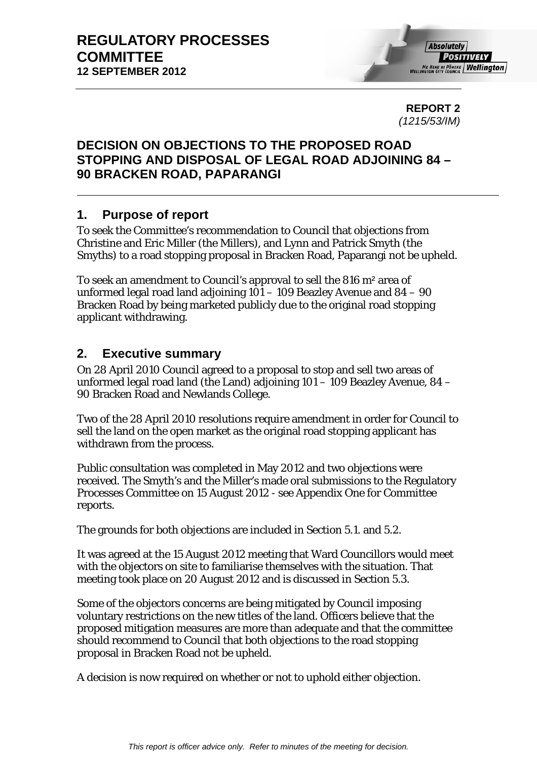# REGULATORY PROCESSES COMMITTEE
**12 SEPTEMBER 2012**

**REPORT 2**
*(1215/53/IM)*

## DECISION ON OBJECTIONS TO THE PROPOSED ROAD STOPPING AND DISPOSAL OF LEGAL ROAD ADJOINING 84 – 90 BRACKEN ROAD, PAPARANGI

## 1. Purpose of report

To seek the Committee's recommendation to Council that objections from Christine and Eric Miller (the Millers), and Lynn and Patrick Smyth (the Smyths) to a road stopping proposal in Bracken Road, Paparangi not be upheld.

To seek an amendment to Council's approval to sell the 816 m² area of unformed legal road land adjoining 101 – 109 Beazley Avenue and 84 – 90 Bracken Road by being marketed publicly due to the original road stopping applicant withdrawing.

## 2. Executive summary

On 28 April 2010 Council agreed to a proposal to stop and sell two areas of unformed legal road land (the Land) adjoining 101 – 109 Beazley Avenue, 84 – 90 Bracken Road and Newlands College.

Two of the 28 April 2010 resolutions require amendment in order for Council to sell the land on the open market as the original road stopping applicant has withdrawn from the process.

Public consultation was completed in May 2012 and two objections were received. The Smyth's and the Miller's made oral submissions to the Regulatory Processes Committee on 15 August 2012 - see Appendix One for Committee reports.

The grounds for both objections are included in Section 5.1. and 5.2.

It was agreed at the 15 August 2012 meeting that Ward Councillors would meet with the objectors on site to familiarise themselves with the situation. That meeting took place on 20 August 2012 and is discussed in Section 5.3.

Some of the objectors concerns are being mitigated by Council imposing voluntary restrictions on the new titles of the land. Officers believe that the proposed mitigation measures are more than adequate and that the committee should recommend to Council that both objections to the road stopping proposal in Bracken Road not be upheld.

A decision is now required on whether or not to uphold either objection.

*This report is officer advice only. Refer to minutes of the meeting for decision.*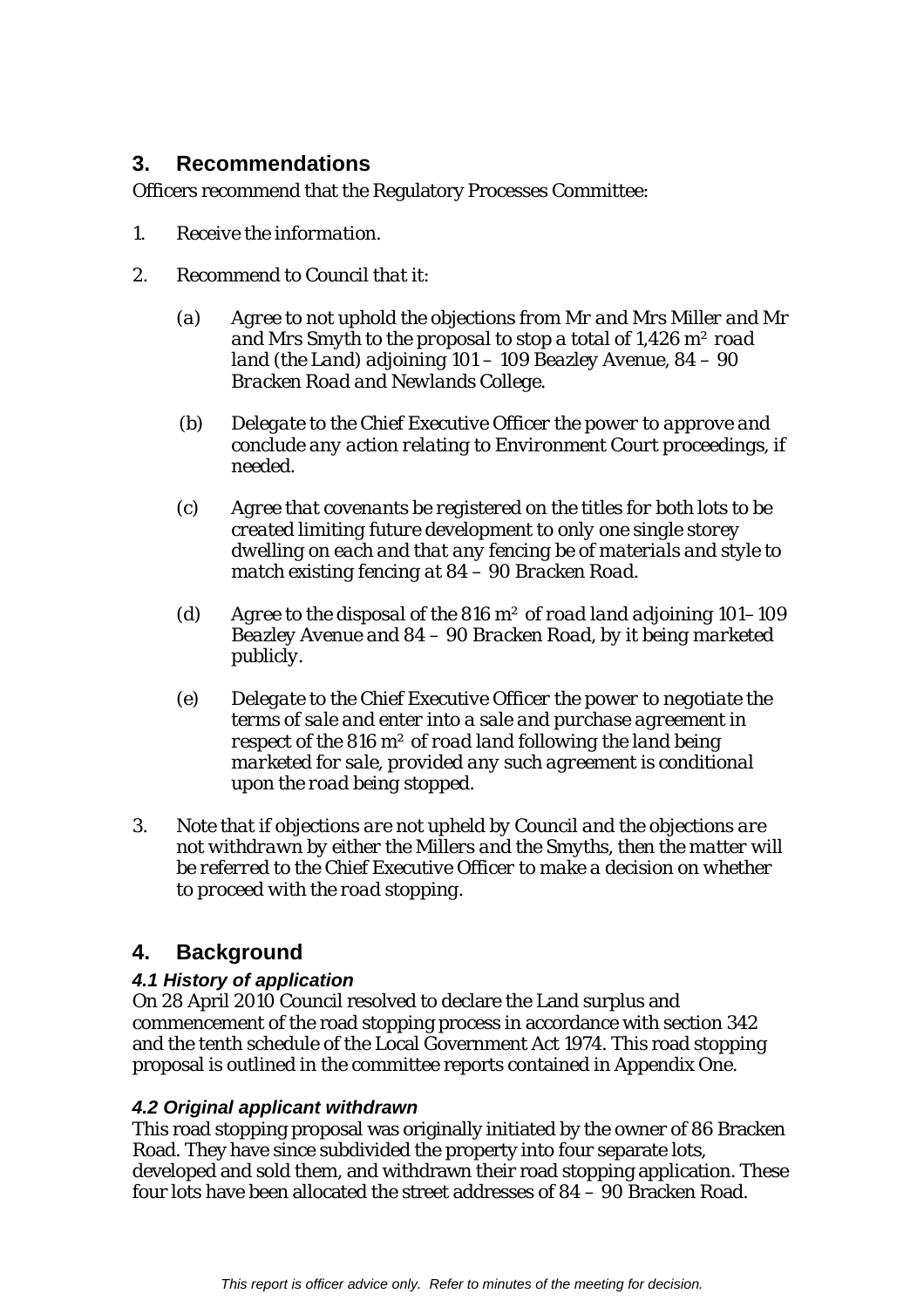## 3. Recommendations

Officers recommend that the Regulatory Processes Committee:

1. *Receive the information.*
2. *Recommend to Council that it:*

   (a) *Agree to not uphold the objections from Mr and Mrs Miller and Mr and Mrs Smyth to the proposal to stop a total of 1,426 m² road land (the Land) adjoining 101 – 109 Beazley Avenue, 84 – 90 Bracken Road and Newlands College.*

   (b) *Delegate to the Chief Executive Officer the power to approve and conclude any action relating to Environment Court proceedings, if needed.*

   (c) *Agree that covenants be registered on the titles for both lots to be created limiting future development to only one single storey dwelling on each and that any fencing be of materials and style to match existing fencing at 84 – 90 Bracken Road.*

   (d) *Agree to the disposal of the 816 m² of road land adjoining 101– 109 Beazley Avenue and 84 – 90 Bracken Road, by it being marketed publicly.*

   (e) *Delegate to the Chief Executive Officer the power to negotiate the terms of sale and enter into a sale and purchase agreement in respect of the 816 m² of road land following the land being marketed for sale, provided any such agreement is conditional upon the road being stopped.*

3. *Note that if objections are not upheld by Council and the objections are not withdrawn by either the Millers and the Smyths, then the matter will be referred to the Chief Executive Officer to make a decision on whether to proceed with the road stopping.*

## 4. Background

### 4.1 History of application

On 28 April 2010 Council resolved to declare the Land surplus and commencement of the road stopping process in accordance with section 342 and the tenth schedule of the Local Government Act 1974. This road stopping proposal is outlined in the committee reports contained in Appendix One.

### 4.2 Original applicant withdrawn

This road stopping proposal was originally initiated by the owner of 86 Bracken Road. They have since subdivided the property into four separate lots, developed and sold them, and withdrawn their road stopping application. These four lots have been allocated the street addresses of 84 – 90 Bracken Road.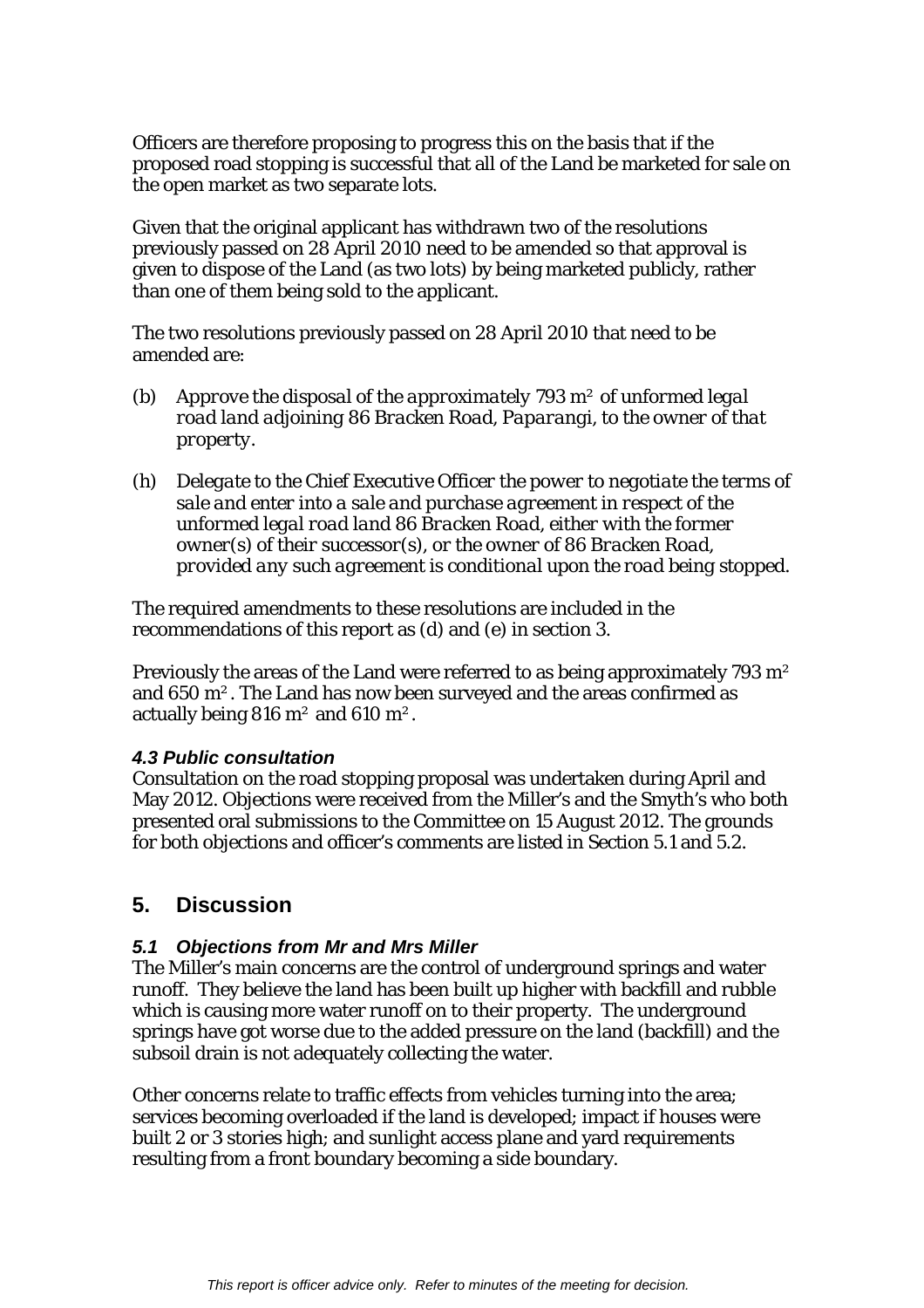Officers are therefore proposing to progress this on the basis that if the proposed road stopping is successful that all of the Land be marketed for sale on the open market as two separate lots.

Given that the original applicant has withdrawn two of the resolutions previously passed on 28 April 2010 need to be amended so that approval is given to dispose of the Land (as two lots) by being marketed publicly, rather than one of them being sold to the applicant.

The two resolutions previously passed on 28 April 2010 that need to be amended are:

(b) *Approve the disposal of the approximately 793 m² of unformed legal road land adjoining 86 Bracken Road, Paparangi, to the owner of that property.*

(h) *Delegate to the Chief Executive Officer the power to negotiate the terms of sale and enter into a sale and purchase agreement in respect of the unformed legal road land 86 Bracken Road, either with the former owner(s) of their successor(s), or the owner of 86 Bracken Road, provided any such agreement is conditional upon the road being stopped.*

The required amendments to these resolutions are included in the recommendations of this report as (d) and (e) in section 3.

Previously the areas of the Land were referred to as being approximately 793 m² and 650 m². The Land has now been surveyed and the areas confirmed as actually being 816 m² and 610 m².

#### *4.3 Public consultation*

Consultation on the road stopping proposal was undertaken during April and May 2012. Objections were received from the Miller's and the Smyth's who both presented oral submissions to the Committee on 15 August 2012. The grounds for both objections and officer's comments are listed in Section 5.1 and 5.2.

## 5. Discussion

#### *5.1 Objections from Mr and Mrs Miller*

The Miller's main concerns are the control of underground springs and water runoff. They believe the land has been built up higher with backfill and rubble which is causing more water runoff on to their property. The underground springs have got worse due to the added pressure on the land (backfill) and the subsoil drain is not adequately collecting the water.

Other concerns relate to traffic effects from vehicles turning into the area; services becoming overloaded if the land is developed; impact if houses were built 2 or 3 stories high; and sunlight access plane and yard requirements resulting from a front boundary becoming a side boundary.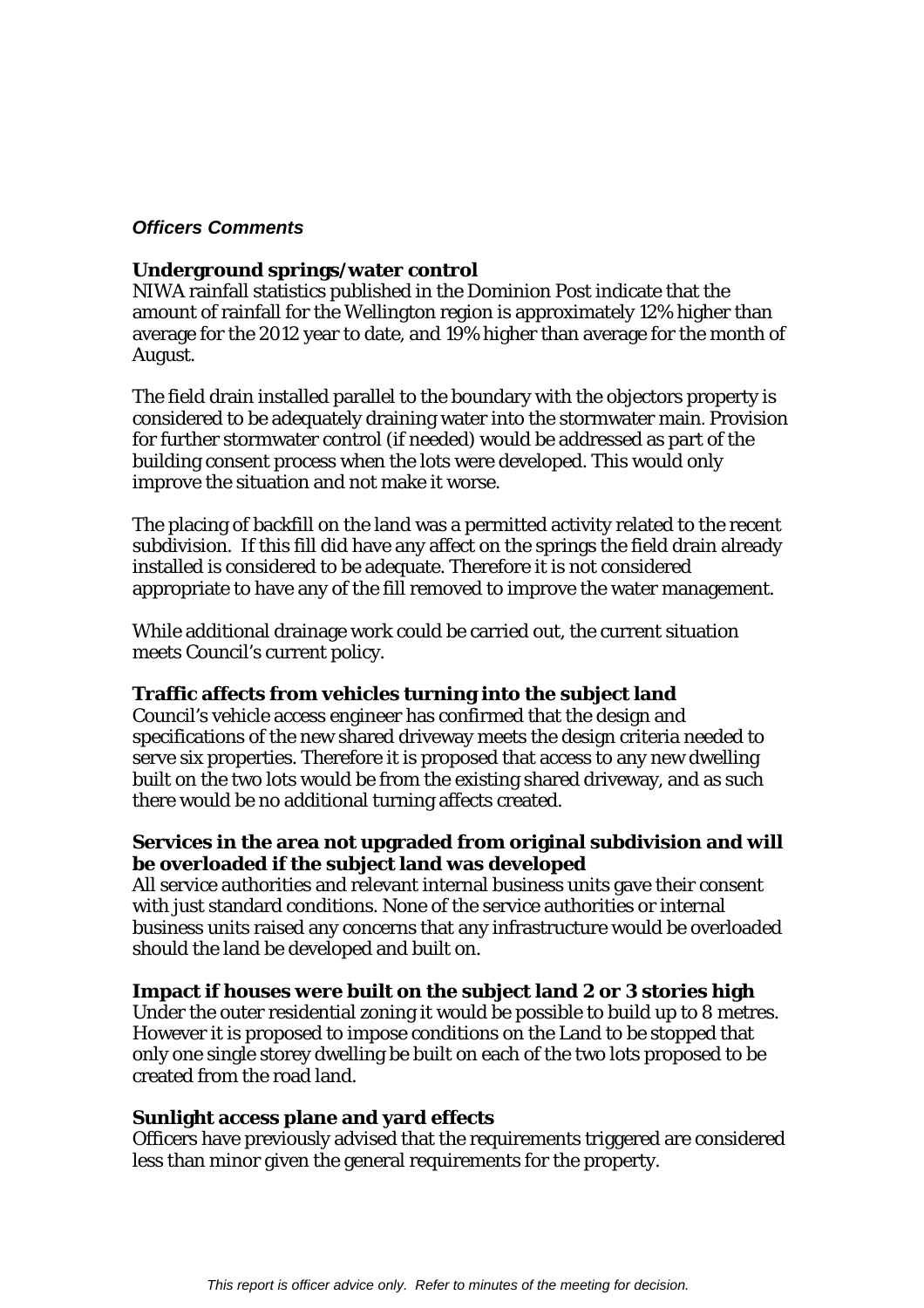***Officers Comments***

**Underground springs/water control**

NIWA rainfall statistics published in the Dominion Post indicate that the amount of rainfall for the Wellington region is approximately 12% higher than average for the 2012 year to date, and 19% higher than average for the month of August.

The field drain installed parallel to the boundary with the objectors property is considered to be adequately draining water into the stormwater main. Provision for further stormwater control (if needed) would be addressed as part of the building consent process when the lots were developed. This would only improve the situation and not make it worse.

The placing of backfill on the land was a permitted activity related to the recent subdivision. If this fill did have any affect on the springs the field drain already installed is considered to be adequate. Therefore it is not considered appropriate to have any of the fill removed to improve the water management.

While additional drainage work could be carried out, the current situation meets Council's current policy.

**Traffic affects from vehicles turning into the subject land**

Council's vehicle access engineer has confirmed that the design and specifications of the new shared driveway meets the design criteria needed to serve six properties. Therefore it is proposed that access to any new dwelling built on the two lots would be from the existing shared driveway, and as such there would be no additional turning affects created.

**Services in the area not upgraded from original subdivision and will be overloaded if the subject land was developed**

All service authorities and relevant internal business units gave their consent with just standard conditions. None of the service authorities or internal business units raised any concerns that any infrastructure would be overloaded should the land be developed and built on.

**Impact if houses were built on the subject land 2 or 3 stories high**

Under the outer residential zoning it would be possible to build up to 8 metres. However it is proposed to impose conditions on the Land to be stopped that only one single storey dwelling be built on each of the two lots proposed to be created from the road land.

**Sunlight access plane and yard effects**

Officers have previously advised that the requirements triggered are considered less than minor given the general requirements for the property.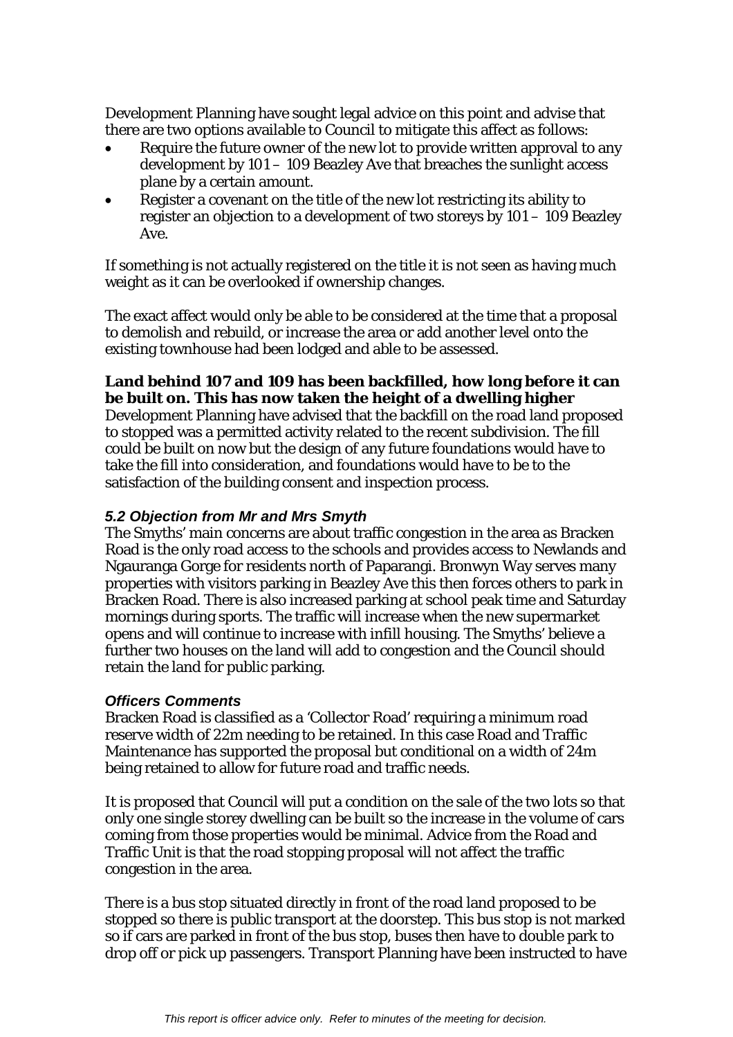Development Planning have sought legal advice on this point and advise that there are two options available to Council to mitigate this affect as follows:

- Require the future owner of the new lot to provide written approval to any development by 101 – 109 Beazley Ave that breaches the sunlight access plane by a certain amount.
- Register a covenant on the title of the new lot restricting its ability to register an objection to a development of two storeys by 101 – 109 Beazley Ave.

If something is not actually registered on the title it is not seen as having much weight as it can be overlooked if ownership changes.

The exact affect would only be able to be considered at the time that a proposal to demolish and rebuild, or increase the area or add another level onto the existing townhouse had been lodged and able to be assessed.

**Land behind 107 and 109 has been backfilled, how long before it can be built on. This has now taken the height of a dwelling higher**
Development Planning have advised that the backfill on the road land proposed to stopped was a permitted activity related to the recent subdivision. The fill could be built on now but the design of any future foundations would have to take the fill into consideration, and foundations would have to be to the satisfaction of the building consent and inspection process.

### *5.2 Objection from Mr and Mrs Smyth*

The Smyths' main concerns are about traffic congestion in the area as Bracken Road is the only road access to the schools and provides access to Newlands and Ngauranga Gorge for residents north of Paparangi. Bronwyn Way serves many properties with visitors parking in Beazley Ave this then forces others to park in Bracken Road. There is also increased parking at school peak time and Saturday mornings during sports. The traffic will increase when the new supermarket opens and will continue to increase with infill housing. The Smyths' believe a further two houses on the land will add to congestion and the Council should retain the land for public parking.

### *Officers Comments*

Bracken Road is classified as a 'Collector Road' requiring a minimum road reserve width of 22m needing to be retained. In this case Road and Traffic Maintenance has supported the proposal but conditional on a width of 24m being retained to allow for future road and traffic needs.

It is proposed that Council will put a condition on the sale of the two lots so that only one single storey dwelling can be built so the increase in the volume of cars coming from those properties would be minimal. Advice from the Road and Traffic Unit is that the road stopping proposal will not affect the traffic congestion in the area.

There is a bus stop situated directly in front of the road land proposed to be stopped so there is public transport at the doorstep. This bus stop is not marked so if cars are parked in front of the bus stop, buses then have to double park to drop off or pick up passengers. Transport Planning have been instructed to have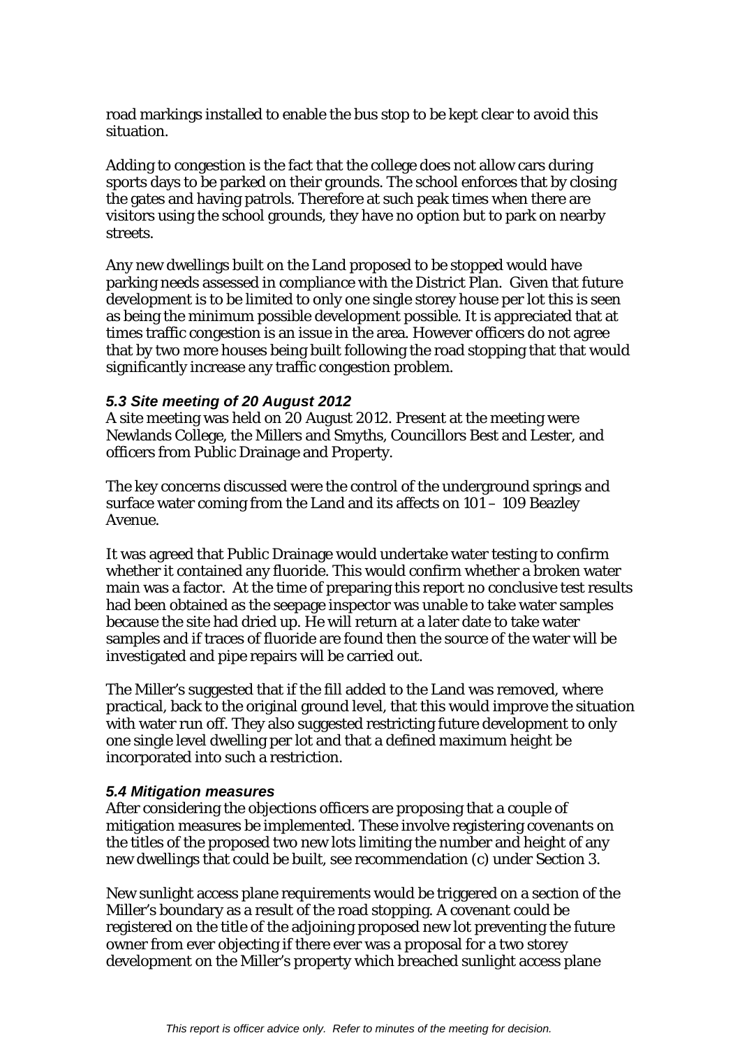road markings installed to enable the bus stop to be kept clear to avoid this situation.

Adding to congestion is the fact that the college does not allow cars during sports days to be parked on their grounds. The school enforces that by closing the gates and having patrols. Therefore at such peak times when there are visitors using the school grounds, they have no option but to park on nearby streets.

Any new dwellings built on the Land proposed to be stopped would have parking needs assessed in compliance with the District Plan. Given that future development is to be limited to only one single storey house per lot this is seen as being the minimum possible development possible. It is appreciated that at times traffic congestion is an issue in the area. However officers do not agree that by two more houses being built following the road stopping that that would significantly increase any traffic congestion problem.

### *5.3 Site meeting of 20 August 2012*

A site meeting was held on 20 August 2012. Present at the meeting were Newlands College, the Millers and Smyths, Councillors Best and Lester, and officers from Public Drainage and Property.

The key concerns discussed were the control of the underground springs and surface water coming from the Land and its affects on 101 – 109 Beazley Avenue.

It was agreed that Public Drainage would undertake water testing to confirm whether it contained any fluoride. This would confirm whether a broken water main was a factor. At the time of preparing this report no conclusive test results had been obtained as the seepage inspector was unable to take water samples because the site had dried up. He will return at a later date to take water samples and if traces of fluoride are found then the source of the water will be investigated and pipe repairs will be carried out.

The Miller's suggested that if the fill added to the Land was removed, where practical, back to the original ground level, that this would improve the situation with water run off. They also suggested restricting future development to only one single level dwelling per lot and that a defined maximum height be incorporated into such a restriction.

### *5.4 Mitigation measures*

After considering the objections officers are proposing that a couple of mitigation measures be implemented. These involve registering covenants on the titles of the proposed two new lots limiting the number and height of any new dwellings that could be built, see recommendation (c) under Section 3.

New sunlight access plane requirements would be triggered on a section of the Miller's boundary as a result of the road stopping. A covenant could be registered on the title of the adjoining proposed new lot preventing the future owner from ever objecting if there ever was a proposal for a two storey development on the Miller's property which breached sunlight access plane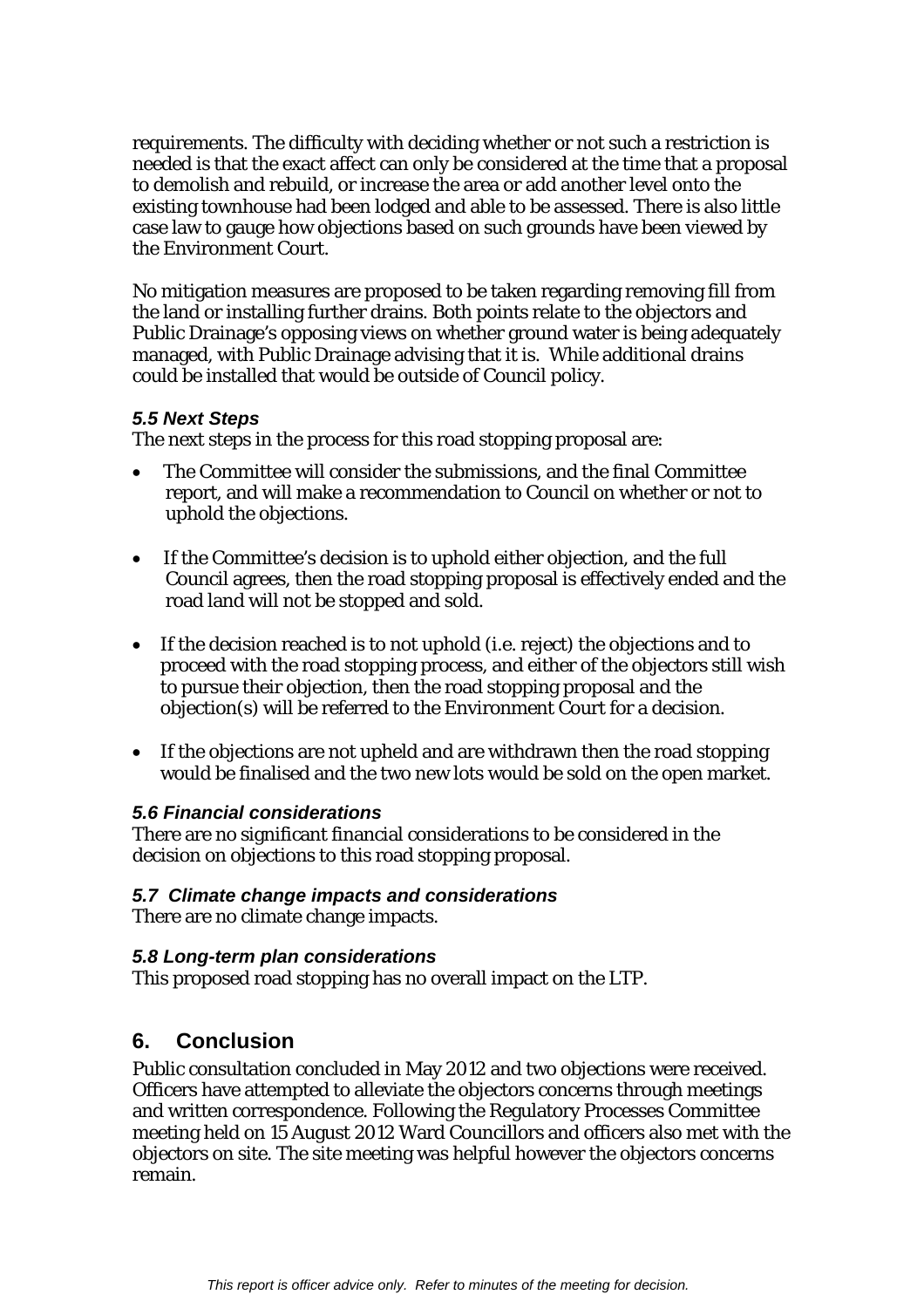requirements. The difficulty with deciding whether or not such a restriction is needed is that the exact affect can only be considered at the time that a proposal to demolish and rebuild, or increase the area or add another level onto the existing townhouse had been lodged and able to be assessed. There is also little case law to gauge how objections based on such grounds have been viewed by the Environment Court.

No mitigation measures are proposed to be taken regarding removing fill from the land or installing further drains. Both points relate to the objectors and Public Drainage's opposing views on whether ground water is being adequately managed, with Public Drainage advising that it is. While additional drains could be installed that would be outside of Council policy.

### *5.5 Next Steps*

The next steps in the process for this road stopping proposal are:

- The Committee will consider the submissions, and the final Committee report, and will make a recommendation to Council on whether or not to uphold the objections.
- If the Committee's decision is to uphold either objection, and the full Council agrees, then the road stopping proposal is effectively ended and the road land will not be stopped and sold.
- If the decision reached is to not uphold (i.e. reject) the objections and to proceed with the road stopping process, and either of the objectors still wish to pursue their objection, then the road stopping proposal and the objection(s) will be referred to the Environment Court for a decision.
- If the objections are not upheld and are withdrawn then the road stopping would be finalised and the two new lots would be sold on the open market.

### *5.6 Financial considerations*

There are no significant financial considerations to be considered in the decision on objections to this road stopping proposal.

### *5.7 Climate change impacts and considerations*

There are no climate change impacts.

### *5.8 Long-term plan considerations*

This proposed road stopping has no overall impact on the LTP.

## 6. Conclusion

Public consultation concluded in May 2012 and two objections were received. Officers have attempted to alleviate the objectors concerns through meetings and written correspondence. Following the Regulatory Processes Committee meeting held on 15 August 2012 Ward Councillors and officers also met with the objectors on site. The site meeting was helpful however the objectors concerns remain.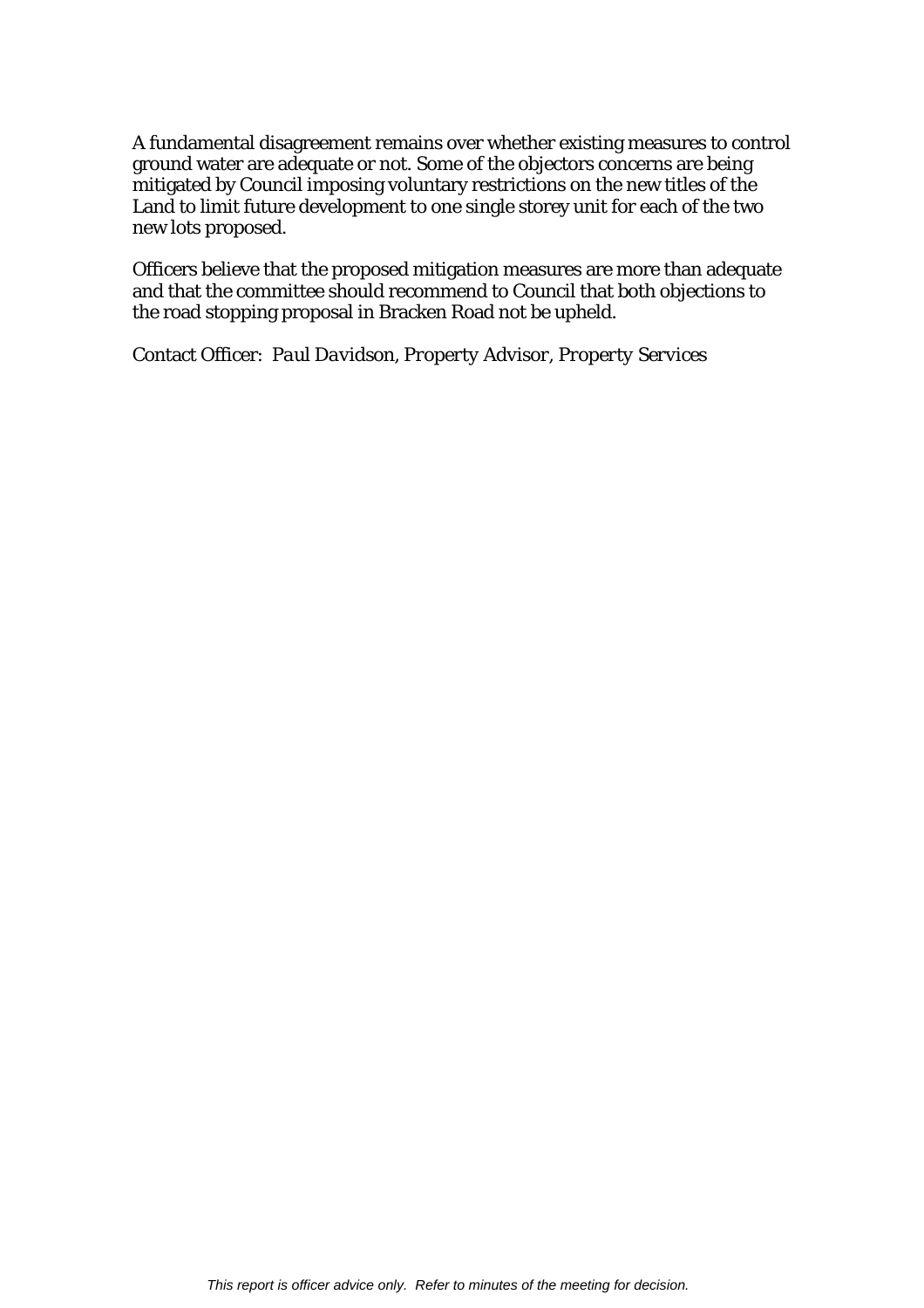A fundamental disagreement remains over whether existing measures to control ground water are adequate or not. Some of the objectors concerns are being mitigated by Council imposing voluntary restrictions on the new titles of the Land to limit future development to one single storey unit for each of the two new lots proposed.

Officers believe that the proposed mitigation measures are more than adequate and that the committee should recommend to Council that both objections to the road stopping proposal in Bracken Road not be upheld.

Contact Officer: *Paul Davidson, Property Advisor, Property Services*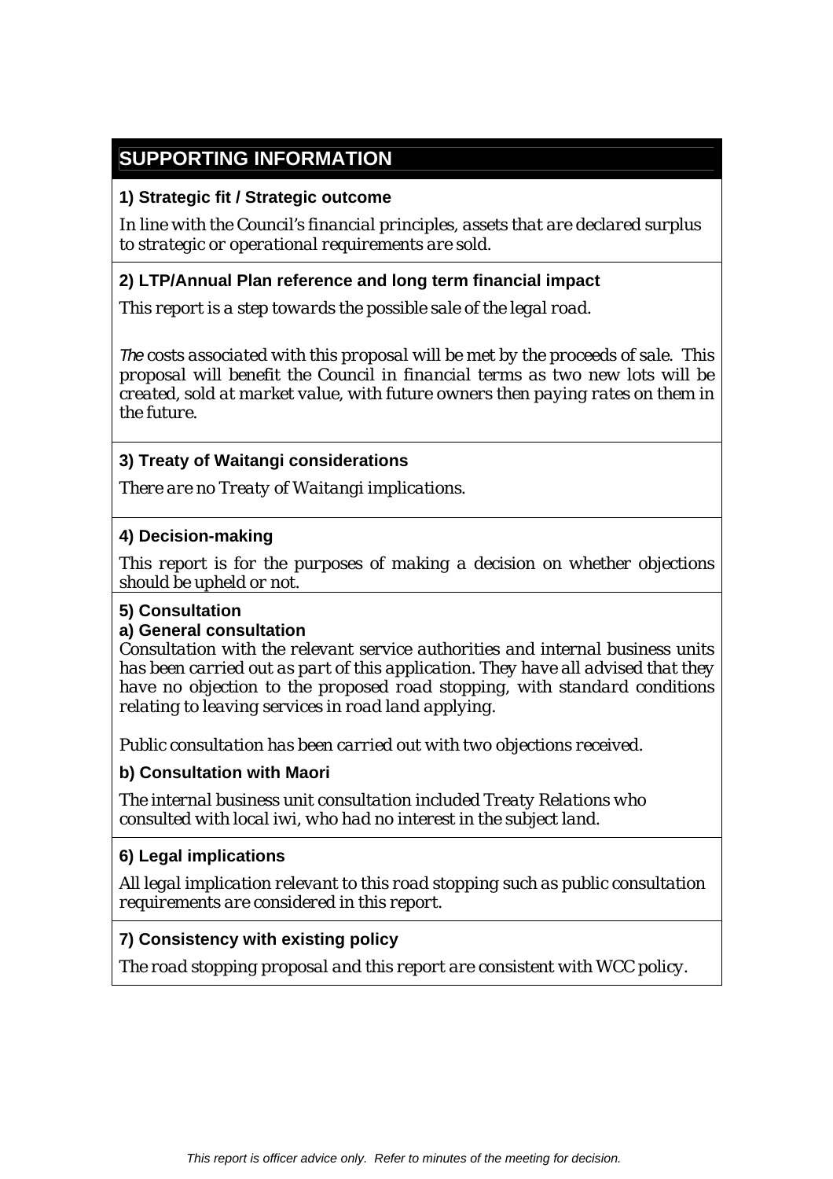## SUPPORTING INFORMATION

### 1) Strategic fit / Strategic outcome

*In line with the Council's financial principles, assets that are declared surplus to strategic or operational requirements are sold.*

### 2) LTP/Annual Plan reference and long term financial impact

*This report is a step towards the possible sale of the legal road.*

*The costs associated with this proposal will be met by the proceeds of sale. This proposal will benefit the Council in financial terms as two new lots will be created, sold at market value, with future owners then paying rates on them in the future.*

### 3) Treaty of Waitangi considerations

*There are no Treaty of Waitangi implications.*

### 4) Decision-making

*This report is for the purposes of making a decision on whether objections should be upheld or not.*

### 5) Consultation

#### a) General consultation

*Consultation with the relevant service authorities and internal business units has been carried out as part of this application. They have all advised that they have no objection to the proposed road stopping, with standard conditions relating to leaving services in road land applying.*

*Public consultation has been carried out with two objections received.*

#### b) Consultation with Maori

*The internal business unit consultation included Treaty Relations who consulted with local iwi, who had no interest in the subject land.*

### 6) Legal implications

*All legal implication relevant to this road stopping such as public consultation requirements are considered in this report.*

### 7) Consistency with existing policy

*The road stopping proposal and this report are consistent with WCC policy.*

*This report is officer advice only. Refer to minutes of the meeting for decision.*